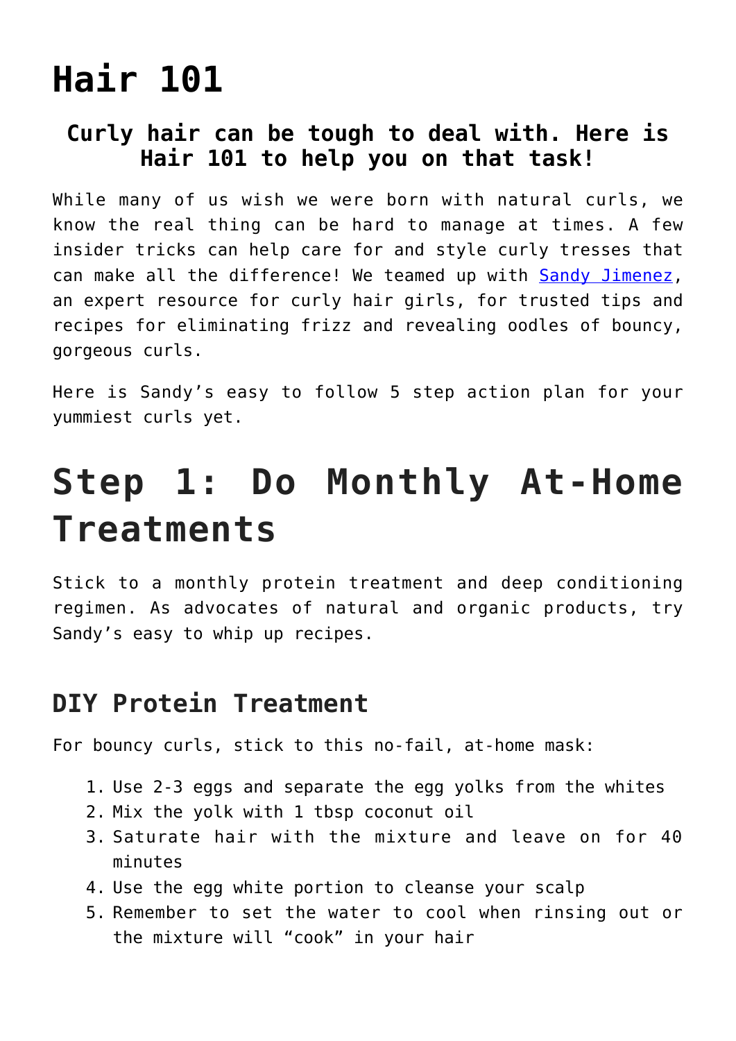# Hair 101

### Curly hair can be tough to deal with. Here is Hair 101 to help you on that task!

While many of us wish we were born with natural curls, we know the real thing can be hard to manage at times. A few insider tricks can help care for and style curly tresses that can make all the difference! We teamed up with [Sandy Jimenez](), an expert resource for curly hair girls, for trusted tips and recipes for eliminating frizz and revealing oodles of bouncy, gorgeous curls.

Here is Sandy's easy to follow 5 step action plan for your yummiest curls yet.

# Step 1: Do Monthly At-Home Treatments

Stick to a monthly protein treatment and deep conditioning regimen. As advocates of natural and organic products, try Sandy's easy to whip up recipes.

## DIY Protein Treatment

For bouncy curls, stick to this no-fail, at-home mask:

1. Use 2-3 eggs and separate the egg yolks from the whites
2. Mix the yolk with 1 tbsp coconut oil
3. Saturate hair with the mixture and leave on for 40 minutes
4. Use the egg white portion to cleanse your scalp
5. Remember to set the water to cool when rinsing out or the mixture will "cook" in your hair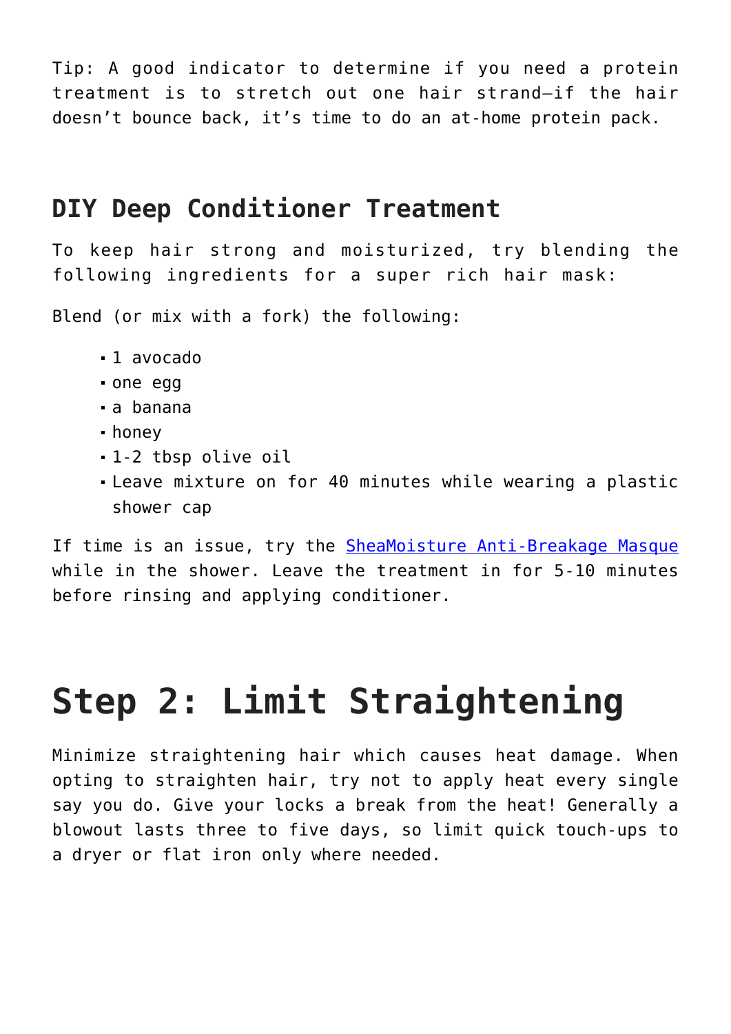Tip: A good indicator to determine if you need a protein treatment is to stretch out one hair strand—if the hair doesn't bounce back, it's time to do an at-home protein pack.

## DIY Deep Conditioner Treatment

To keep hair strong and moisturized, try blending the following ingredients for a super rich hair mask:

Blend (or mix with a fork) the following:

- 1 avocado
- one egg
- a banana
- honey
- 1-2 tbsp olive oil
- Leave mixture on for 40 minutes while wearing a plastic shower cap

If time is an issue, try the SheaMoisture Anti-Breakage Masque while in the shower. Leave the treatment in for 5-10 minutes before rinsing and applying conditioner.

# Step 2: Limit Straightening

Minimize straightening hair which causes heat damage. When opting to straighten hair, try not to apply heat every single say you do. Give your locks a break from the heat! Generally a blowout lasts three to five days, so limit quick touch-ups to a dryer or flat iron only where needed.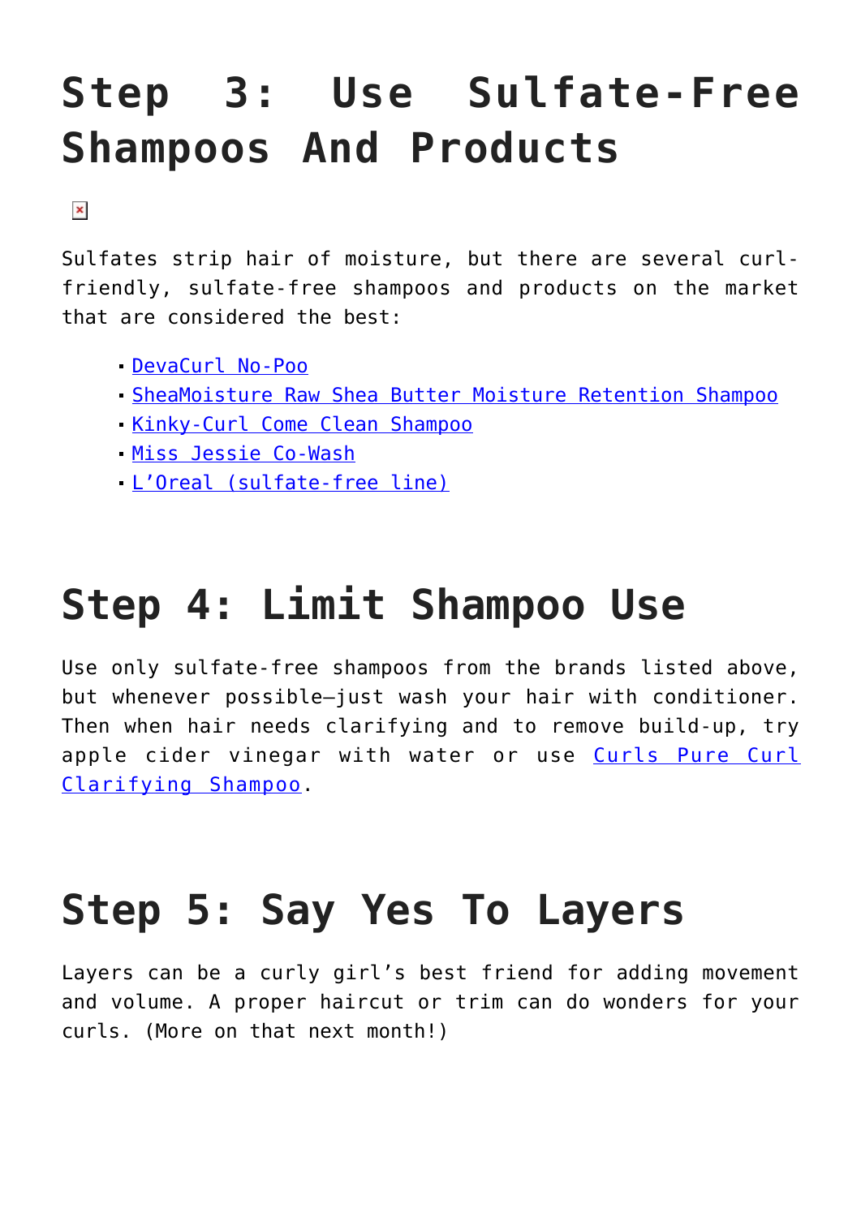## Step 3: Use Sulfate-Free Shampoos And Products

Sulfates strip hair of moisture, but there are several curl-friendly, sulfate-free shampoos and products on the market that are considered the best:

- DevaCurl No-Poo
- SheaMoisture Raw Shea Butter Moisture Retention Shampoo
- Kinky-Curl Come Clean Shampoo
- Miss Jessie Co-Wash
- L'Oreal (sulfate-free line)

## Step 4: Limit Shampoo Use

Use only sulfate-free shampoos from the brands listed above, but whenever possible—just wash your hair with conditioner. Then when hair needs clarifying and to remove build-up, try apple cider vinegar with water or use Curls Pure Curl Clarifying Shampoo.

## Step 5: Say Yes To Layers

Layers can be a curly girl's best friend for adding movement and volume. A proper haircut or trim can do wonders for your curls. (More on that next month!)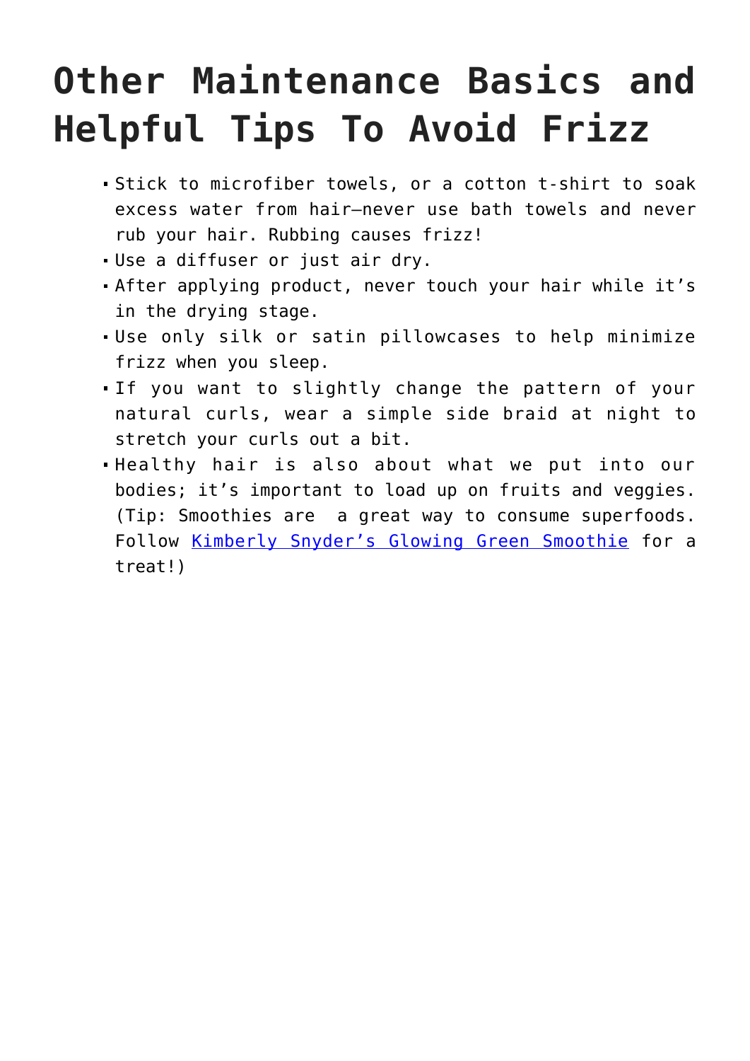# Other Maintenance Basics and Helpful Tips To Avoid Frizz

- Stick to microfiber towels, or a cotton t-shirt to soak excess water from hair—never use bath towels and never rub your hair. Rubbing causes frizz!
- Use a diffuser or just air dry.
- After applying product, never touch your hair while it's in the drying stage.
- Use only silk or satin pillowcases to help minimize frizz when you sleep.
- If you want to slightly change the pattern of your natural curls, wear a simple side braid at night to stretch your curls out a bit.
- Healthy hair is also about what we put into our bodies; it's important to load up on fruits and veggies. (Tip: Smoothies are a great way to consume superfoods. Follow Kimberly Snyder's Glowing Green Smoothie for a treat!)